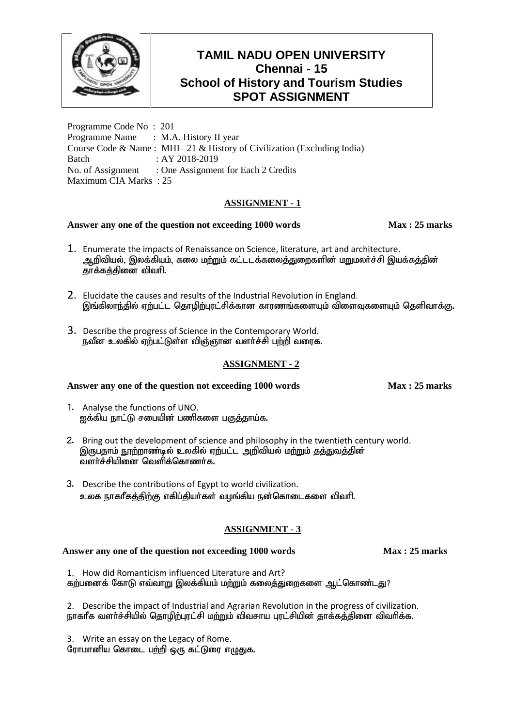# TAMIL NADU OPEN UNIVERSITY
## Chennai - 15
## School of History and Tourism Studies
## SPOT ASSIGNMENT

Programme Code No : 201
Programme Name : M.A. History II year
Course Code & Name : MHI– 21 & History of Civilization (Excluding India)
Batch : AY 2018-2019
No. of Assignment : One Assignment for Each 2 Credits
Maximum CIA Marks : 25

### ASSIGNMENT - 1

**Answer any one of the question not exceeding 1000 words** **Max : 25 marks**

1. Enumerate the impacts of Renaissance on Science, literature, art and architecture.
   ஆறிவியல், இலக்கியம், கலை மற்றும் கட்டடக்கலைத்துறைகளின் மறுமலர்ச்சி இயக்கத்தின் தாக்கத்தினை விவரி.

2. Elucidate the causes and results of the Industrial Revolution in England.
   இங்கிலாந்தில் ஏற்பட்ட தொழிற்புரட்சிக்கான காரணங்களையும் விளைவுகளையும் தெளிவாக்கு.

3. Describe the progress of Science in the Contemporary World.
   நவீன உலகில் ஏற்பட்டுள்ள விஞ்ஞான வளர்ச்சி பற்றி வரைக.

### ASSIGNMENT - 2

**Answer any one of the question not exceeding 1000 words** **Max : 25 marks**

1. Analyse the functions of UNO.
   ஐக்கிய நாட்டு சபையின் பணிகளை பகுத்தாய்க.

2. Bring out the development of science and philosophy in the twentieth century world.
   இருபதாம் நூற்றாண்டில் உலகில் ஏற்பட்ட அறிவியல் மற்றும் தத்துவத்தின் வளர்ச்சியினை வெளிக்கொணர்க.

3. Describe the contributions of Egypt to world civilization.
   உலக நாகரீகத்திற்கு எகிப்தியர்கள் வழங்கிய நன்கொடைகளை விவரி.

### ASSIGNMENT - 3

**Answer any one of the question not exceeding 1000 words** **Max : 25 marks**

1. How did Romanticism influenced Literature and Art?
   கற்பனைக் கோடு எவ்வாறு இலக்கியம் மற்றும் கலைத்துறைகளை ஆட்கொண்டது?

2. Describe the impact of Industrial and Agrarian Revolution in the progress of civilization.
   நாகரீக வளர்ச்சியில் தொழிற்புரட்சி மற்றும் விவசாய புரட்சியின் தாக்கத்தினை விவரிக்க.

3. Write an essay on the Legacy of Rome.
   ரோமானிய கொடை பற்றி ஒரு கட்டுரை எழுதுக.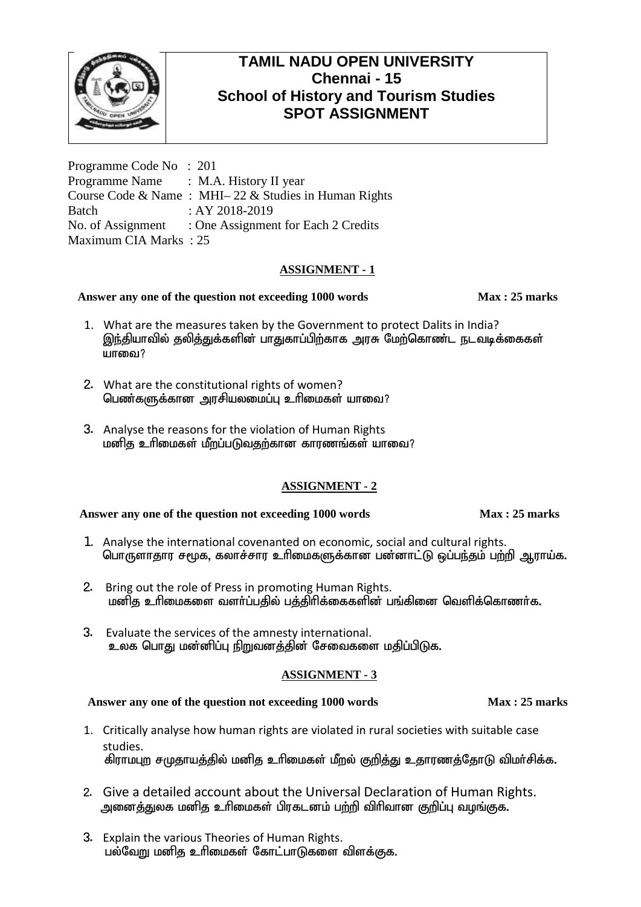# TAMIL NADU OPEN UNIVERSITY
## Chennai - 15
## School of History and Tourism Studies
## SPOT ASSIGNMENT

Programme Code No : 201
Programme Name : M.A. History II year
Course Code & Name : MHI– 22 & Studies in Human Rights
Batch : AY 2018-2019
No. of Assignment : One Assignment for Each 2 Credits
Maximum CIA Marks : 25

### ASSIGNMENT - 1

**Answer any one of the question not exceeding 1000 words** **Max : 25 marks**

1. What are the measures taken by the Government to protect Dalits in India?
   இந்தியாவில் தலித்துக்களின் பாதுகாப்பிற்காக அரசு மேற்கொண்ட நடவடிக்கைகள் யாவை?

2. What are the constitutional rights of women?
   பெண்களுக்கான அரசியலமைப்பு உரிமைகள் யாவை?

3. Analyse the reasons for the violation of Human Rights
   மனித உரிமைகள் மீறப்படுவதற்கான காரணங்கள் யாவை?

### ASSIGNMENT - 2

**Answer any one of the question not exceeding 1000 words** **Max : 25 marks**

1. Analyse the international covenanted on economic, social and cultural rights.
   பொருளாதார சமூக, கலாச்சார உரிமைகளுக்கான பன்னாட்டு ஒப்பந்தம் பற்றி ஆராய்க.

2. Bring out the role of Press in promoting Human Rights.
   மனித உரிமைகளை வளர்ப்பதில் பத்திரிக்கைகளின் பங்கினை வெளிக்கொணர்க.

3. Evaluate the services of the amnesty international.
   உலக பொது மன்னிப்பு நிறுவனத்தின் சேவைகளை மதிப்பிடுக.

### ASSIGNMENT - 3

**Answer any one of the question not exceeding 1000 words** **Max : 25 marks**

1. Critically analyse how human rights are violated in rural societies with suitable case studies.
   கிராமபுற சமுதாயத்தில் மனித உரிமைகள் மீறல் குறித்து உதாரணத்தோடு விமர்சிக்க.

2. Give a detailed account about the Universal Declaration of Human Rights.
   அனைத்துலக மனித உரிமைகள் பிரகடனம் பற்றி விரிவான குறிப்பு வழங்குக.

3. Explain the various Theories of Human Rights.
   பல்வேறு மனித உரிமைகள் கோட்பாடுகளை விளக்குக.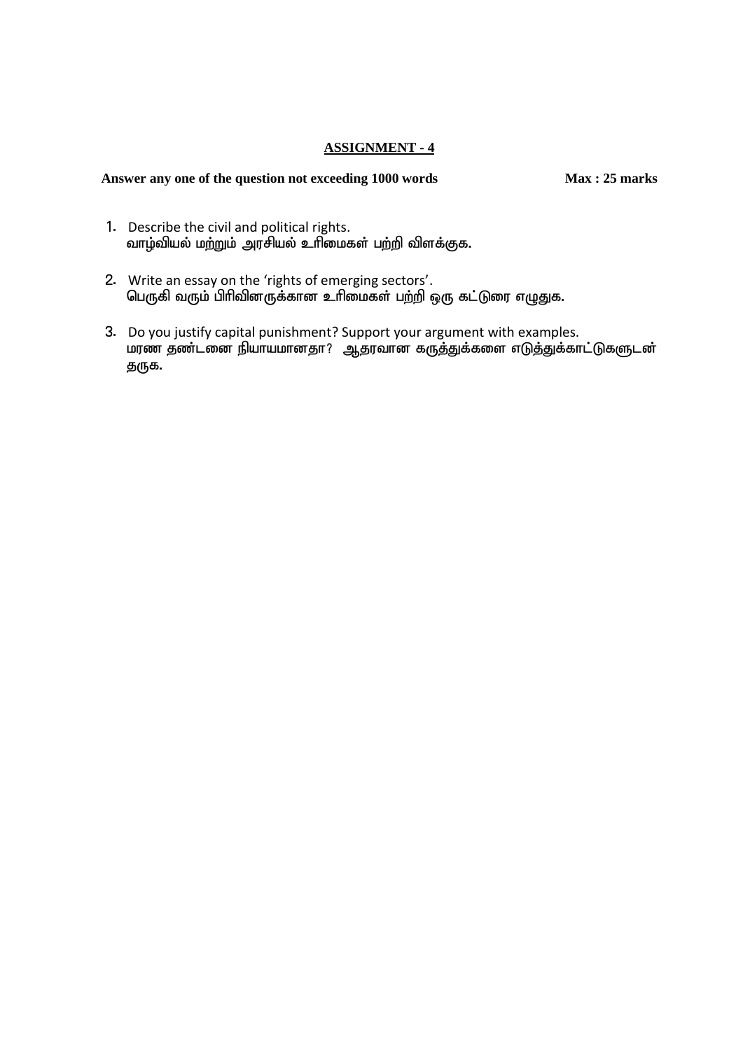## ASSIGNMENT - 4

**Answer any one of the question not exceeding 1000 words** **Max : 25 marks**

1. Describe the civil and political rights.
   வாழ்வியல் மற்றும் அரசியல் உரிமைகள் பற்றி விளக்குக.

2. Write an essay on the 'rights of emerging sectors'.
   பெருகி வரும் பிரிவினருக்கான உரிமைகள் பற்றி ஒரு கட்டுரை எழுதுக.

3. Do you justify capital punishment? Support your argument with examples.
   மரண தண்டனை நியாயமானதா? ஆதரவான கருத்துக்களை எடுத்துக்காட்டுகளுடன் தருக.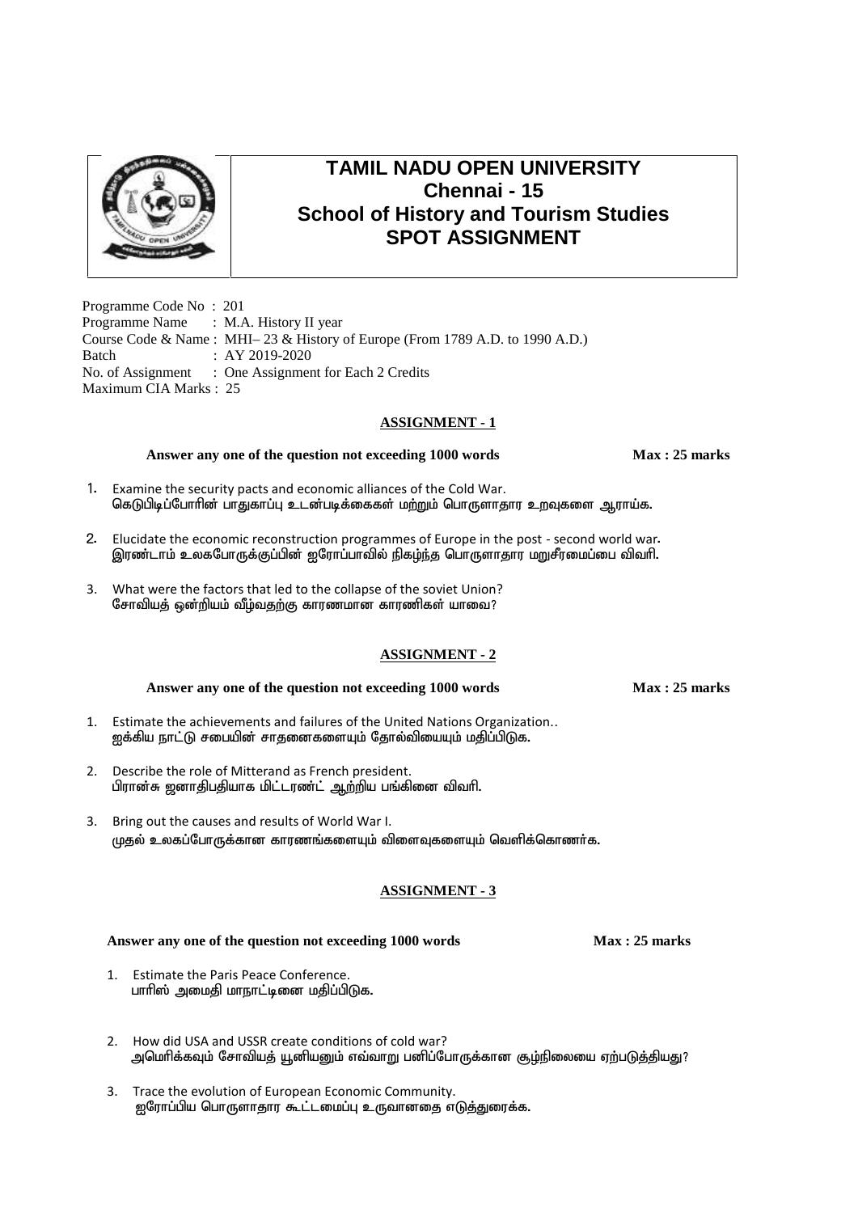# TAMIL NADU OPEN UNIVERSITY
## Chennai - 15
## School of History and Tourism Studies
## SPOT ASSIGNMENT

Programme Code No : 201
Programme Name : M.A. History II year
Course Code & Name : MHI– 23 & History of Europe (From 1789 A.D. to 1990 A.D.)
Batch : AY 2019-2020
No. of Assignment : One Assignment for Each 2 Credits
Maximum CIA Marks : 25

### ASSIGNMENT - 1

**Answer any one of the question not exceeding 1000 words** **Max : 25 marks**

1. Examine the security pacts and economic alliances of the Cold War.
   **கெடுபிடிப்போரின் பாதுகாப்பு உடன்படிக்கைகள் மற்றும் பொருளாதார உறவுகளை ஆராய்க.**

2. Elucidate the economic reconstruction programmes of Europe in the post - second world war.
   **இரண்டாம் உலகபோருக்குப்பின் ஐரோப்பாவில் நிகழ்ந்த பொருளாதார மறுசீரமைப்பை விவரி.**

3. What were the factors that led to the collapse of the soviet Union?
   **சோவியத் ஒன்றியம் வீழ்வதற்கு காரணமான காரணிகள் யாவை?**

### ASSIGNMENT - 2

**Answer any one of the question not exceeding 1000 words** **Max : 25 marks**

1. Estimate the achievements and failures of the United Nations Organization..
   **ஐக்கிய நாட்டு சபையின் சாதனைகளையும் தோல்வியையும் மதிப்பிடுக.**

2. Describe the role of Mitterand as French president.
   **பிரான்சு ஜனாதிபதியாக மிட்டரண்ட் ஆற்றிய பங்கினை விவரி.**

3. Bring out the causes and results of World War I.
   **முதல் உலகப்போருக்கான காரணங்களையும் விளைவுகளையும் வெளிக்கொணர்க.**

### ASSIGNMENT - 3

**Answer any one of the question not exceeding 1000 words** **Max : 25 marks**

1. Estimate the Paris Peace Conference.
   **பாரிஸ் அமைதி மாநாட்டினை மதிப்பிடுக.**

2. How did USA and USSR create conditions of cold war?
   **அமெரிக்கவும் சோவியத் யூனியனும் எவ்வாறு பனிப்போருக்கான சூழ்நிலையை ஏற்படுத்தியது?**

3. Trace the evolution of European Economic Community.
   **ஐரோப்பிய பொருளாதார கூட்டமைப்பு உருவானதை எடுத்துரைக்க.**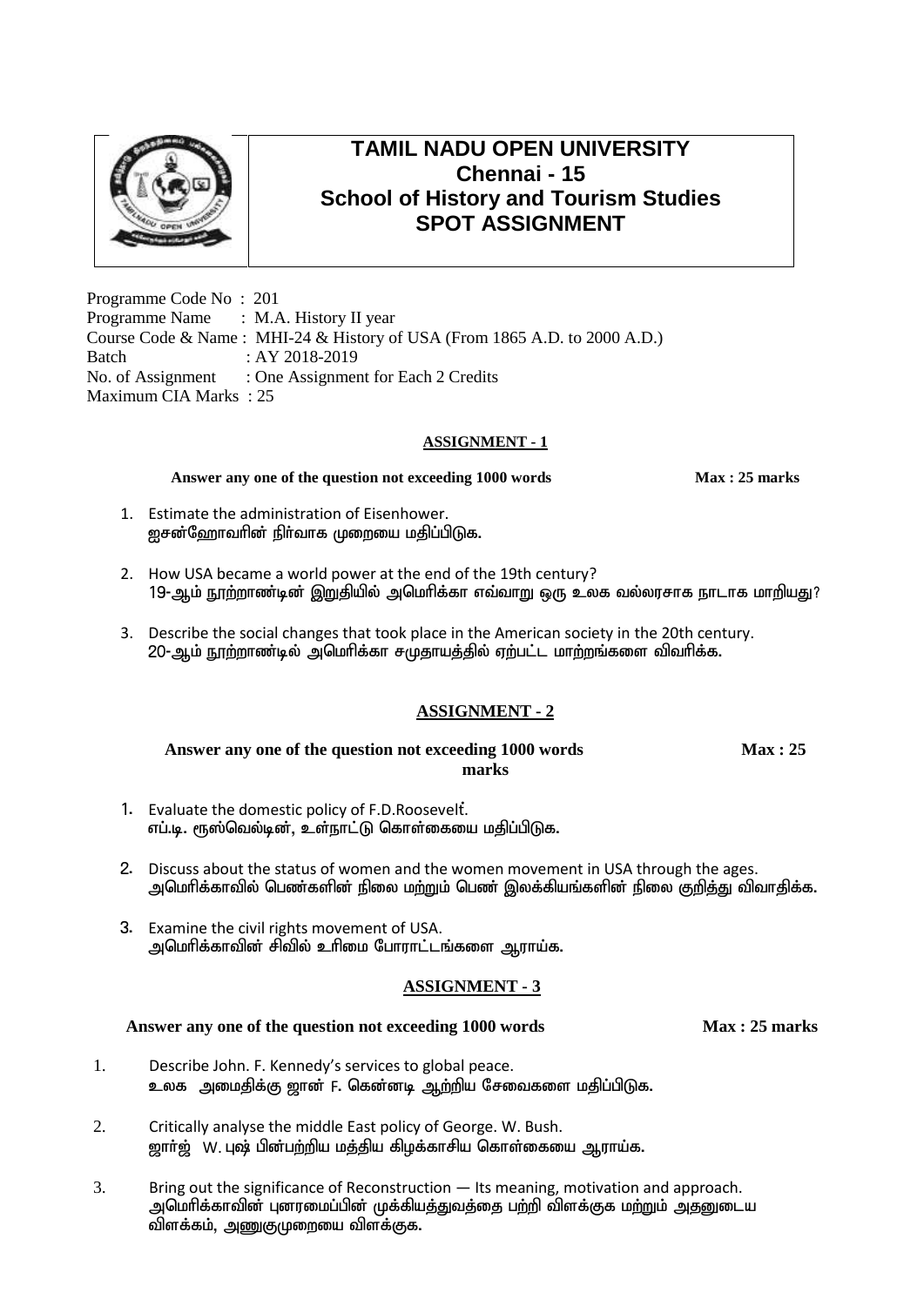# TAMIL NADU OPEN UNIVERSITY
## Chennai - 15
## School of History and Tourism Studies
## SPOT ASSIGNMENT

Programme Code No : 201
Programme Name : M.A. History II year
Course Code & Name : MHI-24 & History of USA (From 1865 A.D. to 2000 A.D.)
Batch : AY 2018-2019
No. of Assignment : One Assignment for Each 2 Credits
Maximum CIA Marks : 25

### ASSIGNMENT - 1

**Answer any one of the question not exceeding 1000 words** **Max : 25 marks**

1. Estimate the administration of Eisenhower.
   ஐசன்ஹோவரின் நிர்வாக முறையை மதிப்பிடுக.

2. How USA became a world power at the end of the 19th century?
   19-ஆம் நூற்றாண்டின் இறுதியில் அமெரிக்கா எவ்வாறு ஒரு உலக வல்லரசாக நாடாக மாறியது?

3. Describe the social changes that took place in the American society in the 20th century.
   20-ஆம் நூற்றாண்டில் அமெரிக்கா சமுதாயத்தில் ஏற்பட்ட மாற்றங்களை விவரிக்க.

### ASSIGNMENT - 2

**Answer any one of the question not exceeding 1000 words** **Max : 25 marks**

1. Evaluate the domestic policy of F.D.Roosevelt.
   எப்.டி. ரூஸ்வெல்டின், உள்நாட்டு கொள்கையை மதிப்பிடுக.

2. Discuss about the status of women and the women movement in USA through the ages.
   அமெரிக்காவில் பெண்களின் நிலை மற்றும் பெண் இலக்கியங்களின் நிலை குறித்து விவாதிக்க.

3. Examine the civil rights movement of USA.
   அமெரிக்காவின் சிவில் உரிமை போராட்டங்களை ஆராய்க.

### ASSIGNMENT - 3

**Answer any one of the question not exceeding 1000 words** **Max : 25 marks**

1. Describe John. F. Kennedy's services to global peace.
   உலக அமைதிக்கு ஜான் F. கென்னடி ஆற்றிய சேவைகளை மதிப்பிடுக.

2. Critically analyse the middle East policy of George. W. Bush.
   ஜார்ஜ் W. புஷ் பின்பற்றிய மத்திய கிழக்காசிய கொள்கையை ஆராய்க.

3. Bring out the significance of Reconstruction — Its meaning, motivation and approach.
   அமெரிக்காவின் புனரமைப்பின் முக்கியத்துவத்தை பற்றி விளக்குக மற்றும் அதனுடைய விளக்கம், அணுகுமுறையை விளக்குக.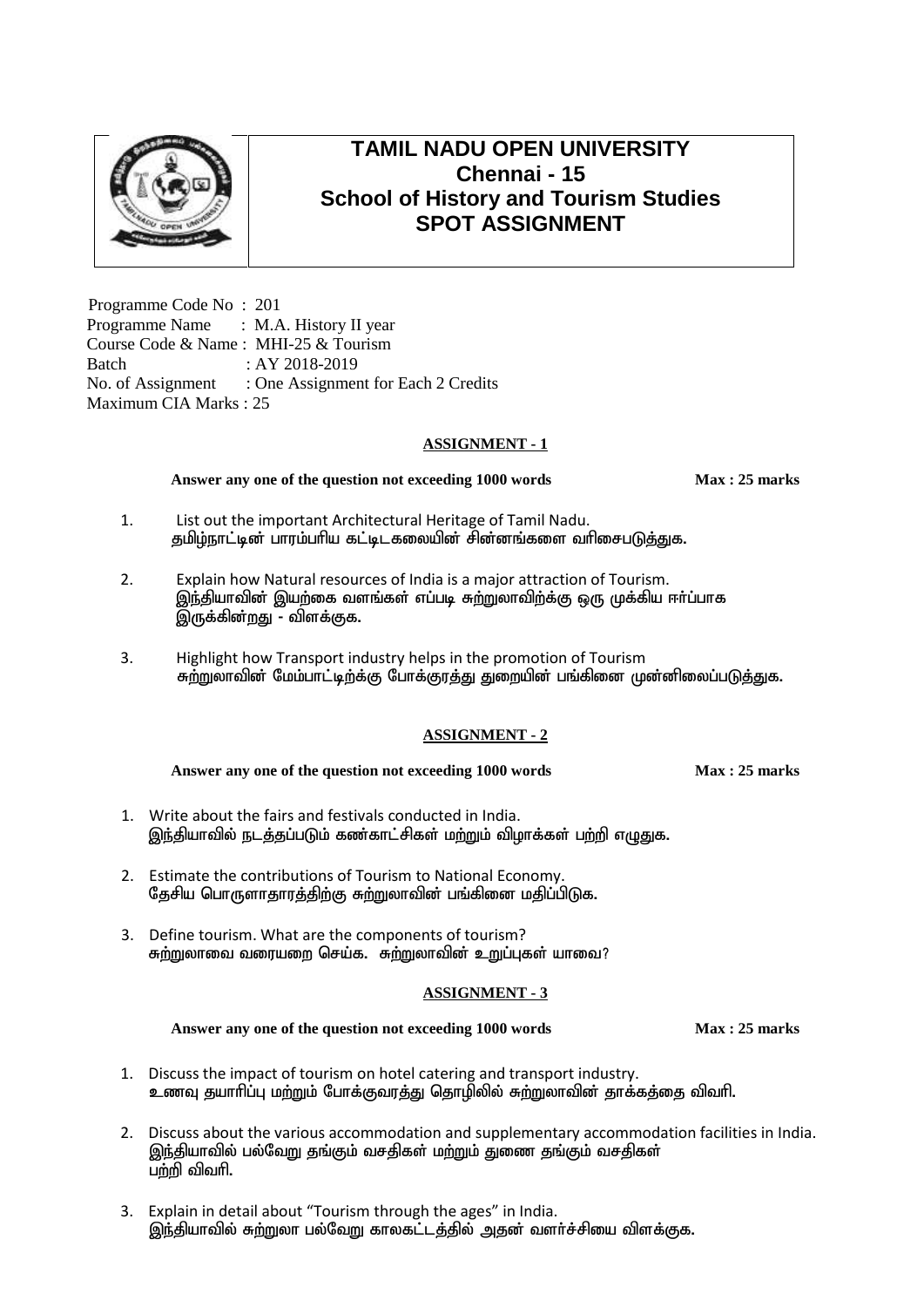# TAMIL NADU OPEN UNIVERSITY
## Chennai - 15
## School of History and Tourism Studies
## SPOT ASSIGNMENT

Programme Code No : 201
Programme Name : M.A. History II year
Course Code & Name : MHI-25 & Tourism
Batch : AY 2018-2019
No. of Assignment : One Assignment for Each 2 Credits
Maximum CIA Marks : 25

### ASSIGNMENT - 1

**Answer any one of the question not exceeding 1000 words** **Max : 25 marks**

1. List out the important Architectural Heritage of Tamil Nadu.
   தமிழ்நாட்டின் பாரம்பரிய கட்டிடகலையின் சின்னங்களை வரிசைபடுத்துக.

2. Explain how Natural resources of India is a major attraction of Tourism.
   இந்தியாவின் இயற்கை வளங்கள் எப்படி சுற்றுலாவிற்க்கு ஒரு முக்கிய ஈர்ப்பாக இருக்கின்றது - விளக்குக.

3. Highlight how Transport industry helps in the promotion of Tourism
   சுற்றுலாவின் மேம்பாட்டிற்க்கு போக்குரத்து துறையின் பங்கினை முன்னிலைப்படுத்துக.

### ASSIGNMENT - 2

**Answer any one of the question not exceeding 1000 words** **Max : 25 marks**

1. Write about the fairs and festivals conducted in India.
   இந்தியாவில் நடத்தப்படும் கண்காட்சிகள் மற்றும் விழாக்கள் பற்றி எழுதுக.

2. Estimate the contributions of Tourism to National Economy.
   தேசிய பொருளாதாரத்திற்கு சுற்றுலாவின் பங்கினை மதிப்பிடுக.

3. Define tourism. What are the components of tourism?
   சுற்றுலாவை வரையறை செய்க. சுற்றுலாவின் உறுப்புகள் யாவை?

### ASSIGNMENT - 3

**Answer any one of the question not exceeding 1000 words** **Max : 25 marks**

1. Discuss the impact of tourism on hotel catering and transport industry.
   உணவு தயாரிப்பு மற்றும் போக்குவரத்து தொழிலில் சுற்றுலாவின் தாக்கத்தை விவரி.

2. Discuss about the various accommodation and supplementary accommodation facilities in India.
   இந்தியாவில் பல்வேறு தங்கும் வசதிகள் மற்றும் துணை தங்கும் வசதிகள் பற்றி விவரி.

3. Explain in detail about "Tourism through the ages" in India.
   இந்தியாவில் சுற்றுலா பல்வேறு காலகட்டத்தில் அதன் வளர்ச்சியை விளக்குக.